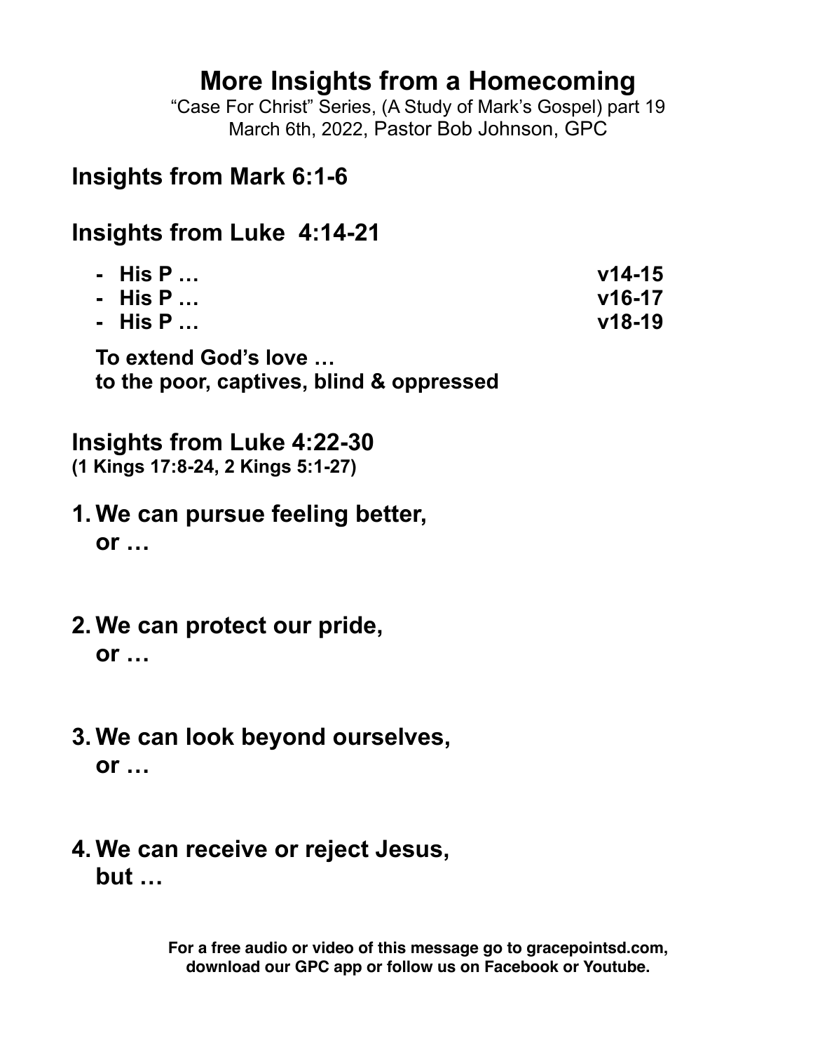# More Insights from a Homecoming

"Case For Christ" Series, (A Study of Mark's Gospel) part 19
March 6th, 2022, Pastor Bob Johnson, GPC

## Insights from Mark 6:1-6

## Insights from Luke 4:14-21

- **His P …** **v14-15**
- **His P …** **v16-17**
- **His P …** **v18-19**

**To extend God's love …**
**to the poor, captives, blind & oppressed**

## Insights from Luke 4:22-30

**(1 Kings 17:8-24, 2 Kings 5:1-27)**

1. **We can pursue feeling better,**
   **or …**

2. **We can protect our pride,**
   **or …**

3. **We can look beyond ourselves,**
   **or …**

4. **We can receive or reject Jesus,**
   **but …**

**For a free audio or video of this message go to gracepointsd.com, download our GPC app or follow us on Facebook or Youtube.**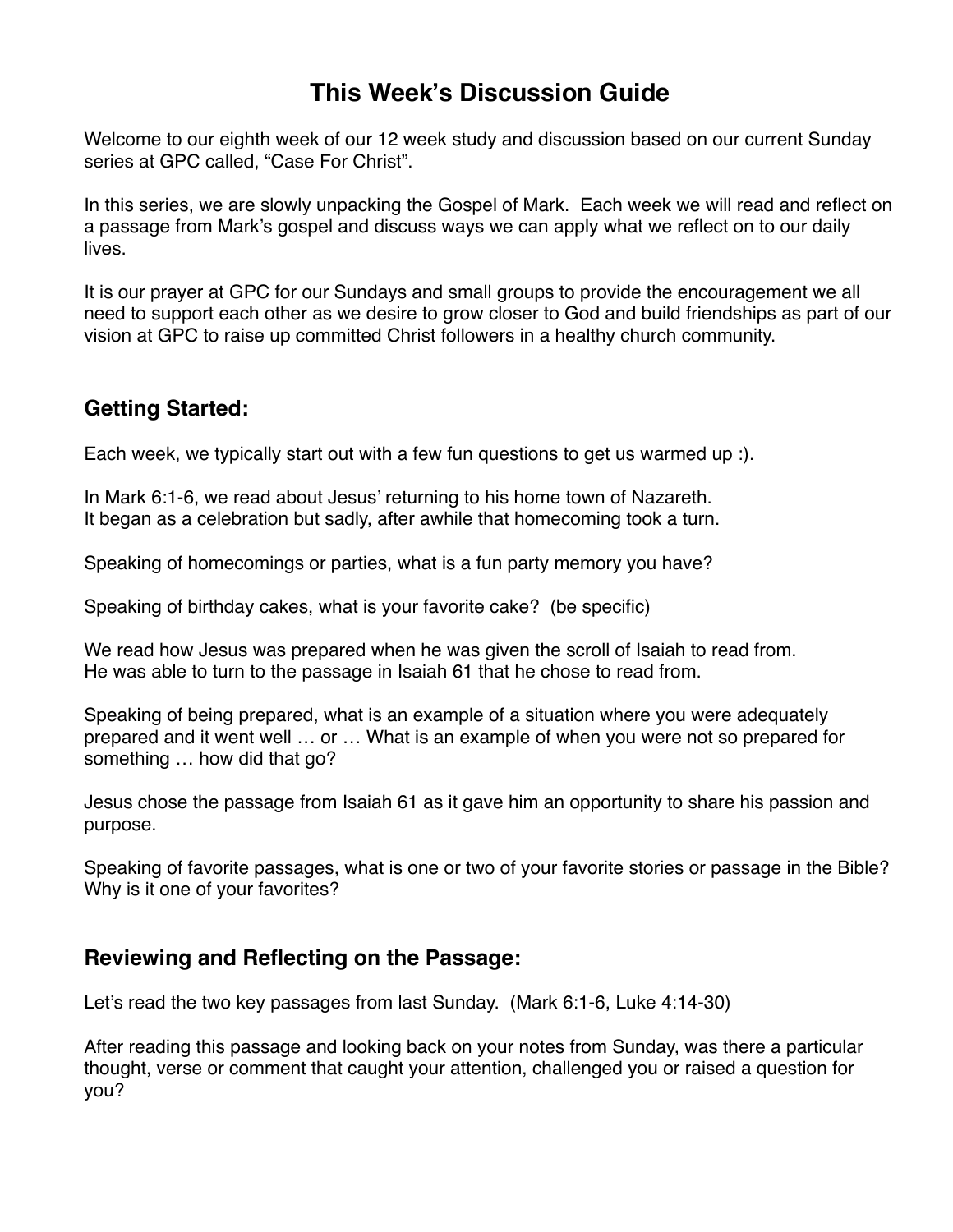# This Week's Discussion Guide

Welcome to our eighth week of our 12 week study and discussion based on our current Sunday series at GPC called, "Case For Christ".

In this series, we are slowly unpacking the Gospel of Mark. Each week we will read and reflect on a passage from Mark's gospel and discuss ways we can apply what we reflect on to our daily lives.

It is our prayer at GPC for our Sundays and small groups to provide the encouragement we all need to support each other as we desire to grow closer to God and build friendships as part of our vision at GPC to raise up committed Christ followers in a healthy church community.

## Getting Started:

Each week, we typically start out with a few fun questions to get us warmed up :).

In Mark 6:1-6, we read about Jesus' returning to his home town of Nazareth.
It began as a celebration but sadly, after awhile that homecoming took a turn.

Speaking of homecomings or parties, what is a fun party memory you have?

Speaking of birthday cakes, what is your favorite cake? (be specific)

We read how Jesus was prepared when he was given the scroll of Isaiah to read from.
He was able to turn to the passage in Isaiah 61 that he chose to read from.

Speaking of being prepared, what is an example of a situation where you were adequately prepared and it went well … or … What is an example of when you were not so prepared for something … how did that go?

Jesus chose the passage from Isaiah 61 as it gave him an opportunity to share his passion and purpose.

Speaking of favorite passages, what is one or two of your favorite stories or passage in the Bible? Why is it one of your favorites?

## Reviewing and Reflecting on the Passage:

Let's read the two key passages from last Sunday. (Mark 6:1-6, Luke 4:14-30)

After reading this passage and looking back on your notes from Sunday, was there a particular thought, verse or comment that caught your attention, challenged you or raised a question for you?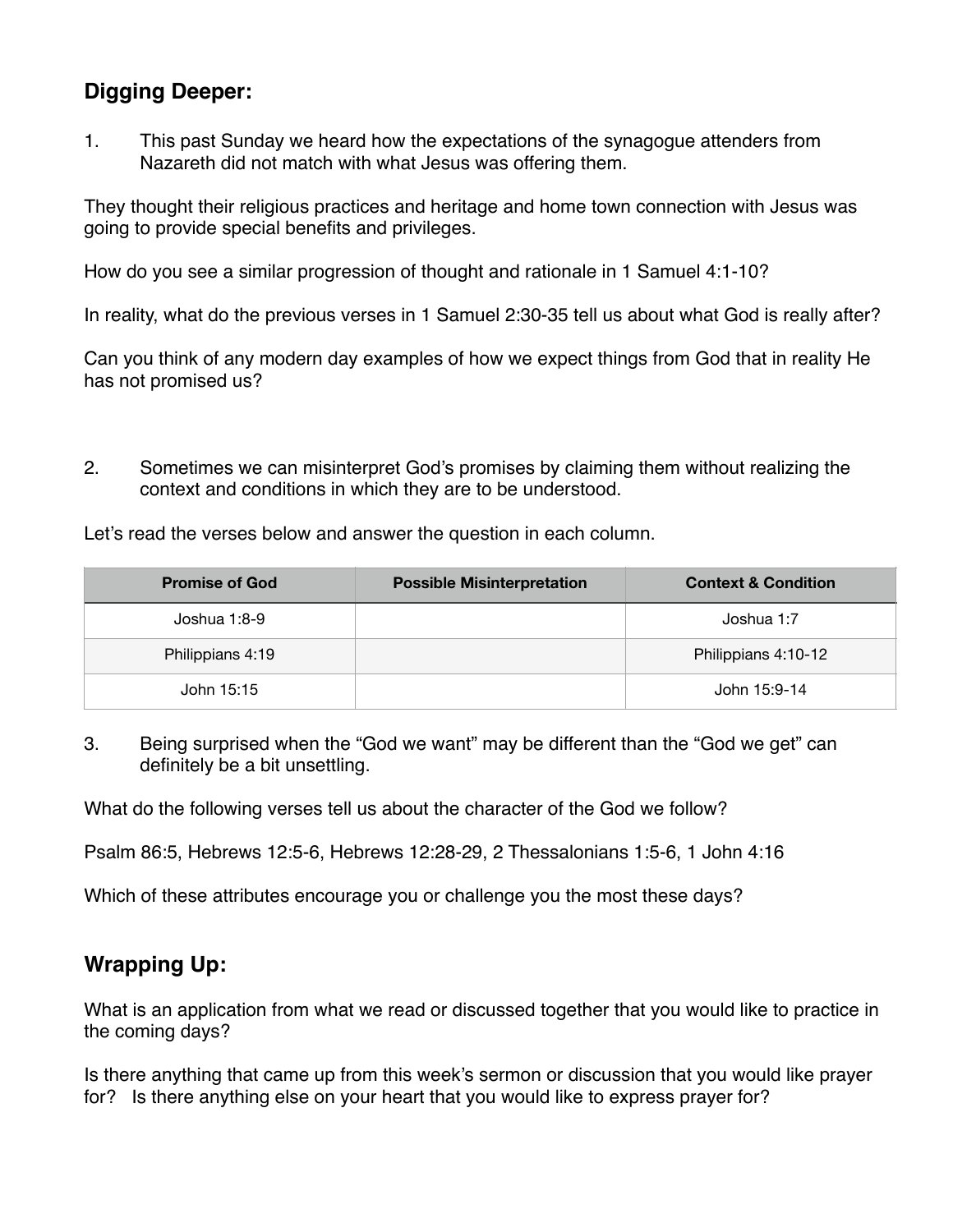## Digging Deeper:

1. This past Sunday we heard how the expectations of the synagogue attenders from Nazareth did not match with what Jesus was offering them.

They thought their religious practices and heritage and home town connection with Jesus was going to provide special benefits and privileges.

How do you see a similar progression of thought and rationale in 1 Samuel 4:1-10?

In reality, what do the previous verses in 1 Samuel 2:30-35 tell us about what God is really after?

Can you think of any modern day examples of how we expect things from God that in reality He has not promised us?

2. Sometimes we can misinterpret God's promises by claiming them without realizing the context and conditions in which they are to be understood.

Let's read the verses below and answer the question in each column.

| Promise of God | Possible Misinterpretation | Context & Condition |
| --- | --- | --- |
| Joshua 1:8-9 | | Joshua 1:7 |
| Philippians 4:19 | | Philippians 4:10-12 |
| John 15:15 | | John 15:9-14 |

3. Being surprised when the "God we want" may be different than the "God we get" can definitely be a bit unsettling.

What do the following verses tell us about the character of the God we follow?

Psalm 86:5, Hebrews 12:5-6, Hebrews 12:28-29, 2 Thessalonians 1:5-6, 1 John 4:16

Which of these attributes encourage you or challenge you the most these days?

## Wrapping Up:

What is an application from what we read or discussed together that you would like to practice in the coming days?

Is there anything that came up from this week's sermon or discussion that you would like prayer for? Is there anything else on your heart that you would like to express prayer for?